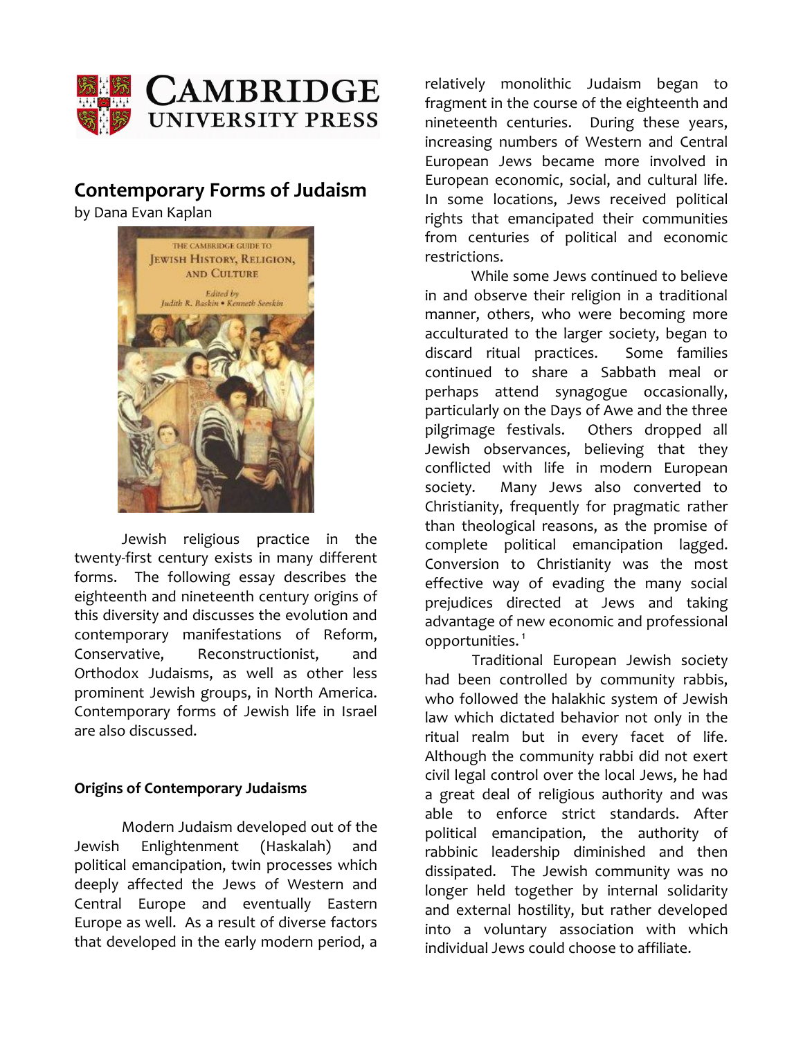CAMBRIDGE UNIVERSITY PRESS

# Contemporary Forms of Judaism

by Dana Evan Kaplan

Jewish religious practice in the twenty-first century exists in many different forms. The following essay describes the eighteenth and nineteenth century origins of this diversity and discusses the evolution and contemporary manifestations of Reform, Conservative, Reconstructionist, and Orthodox Judaisms, as well as other less prominent Jewish groups, in North America. Contemporary forms of Jewish life in Israel are also discussed.

## Origins of Contemporary Judaisms

Modern Judaism developed out of the Jewish Enlightenment (Haskalah) and political emancipation, twin processes which deeply affected the Jews of Western and Central Europe and eventually Eastern Europe as well. As a result of diverse factors that developed in the early modern period, a relatively monolithic Judaism began to fragment in the course of the eighteenth and nineteenth centuries. During these years, increasing numbers of Western and Central European Jews became more involved in European economic, social, and cultural life. In some locations, Jews received political rights that emancipated their communities from centuries of political and economic restrictions.

While some Jews continued to believe in and observe their religion in a traditional manner, others, who were becoming more acculturated to the larger society, began to discard ritual practices. Some families continued to share a Sabbath meal or perhaps attend synagogue occasionally, particularly on the Days of Awe and the three pilgrimage festivals. Others dropped all Jewish observances, believing that they conflicted with life in modern European society. Many Jews also converted to Christianity, frequently for pragmatic rather than theological reasons, as the promise of complete political emancipation lagged. Conversion to Christianity was the most effective way of evading the many social prejudices directed at Jews and taking advantage of new economic and professional opportunities.[1]

Traditional European Jewish society had been controlled by community rabbis, who followed the halakhic system of Jewish law which dictated behavior not only in the ritual realm but in every facet of life. Although the community rabbi did not exert civil legal control over the local Jews, he had a great deal of religious authority and was able to enforce strict standards. After political emancipation, the authority of rabbinic leadership diminished and then dissipated. The Jewish community was no longer held together by internal solidarity and external hostility, but rather developed into a voluntary association with which individual Jews could choose to affiliate.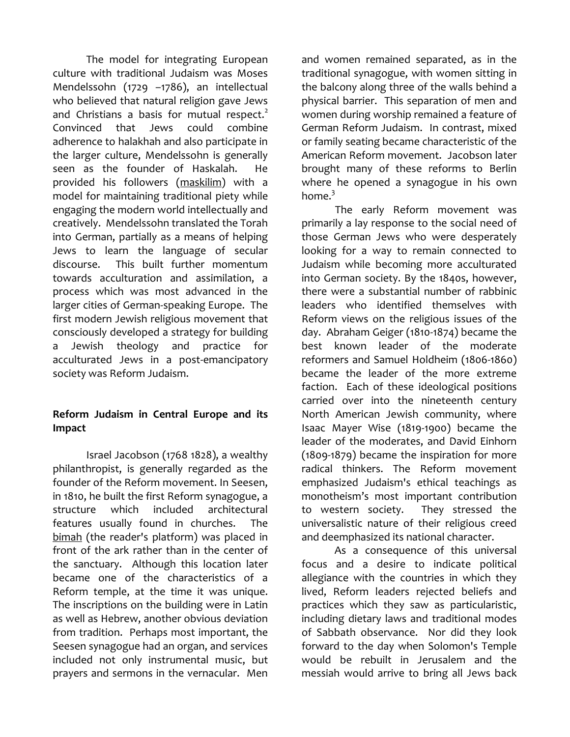The model for integrating European culture with traditional Judaism was Moses Mendelssohn (1729 –1786), an intellectual who believed that natural religion gave Jews and Christians a basis for mutual respect.[2] Convinced that Jews could combine adherence to halakhah and also participate in the larger culture, Mendelssohn is generally seen as the founder of Haskalah. He provided his followers (maskilim) with a model for maintaining traditional piety while engaging the modern world intellectually and creatively. Mendelssohn translated the Torah into German, partially as a means of helping Jews to learn the language of secular discourse. This built further momentum towards acculturation and assimilation, a process which was most advanced in the larger cities of German-speaking Europe. The first modern Jewish religious movement that consciously developed a strategy for building a Jewish theology and practice for acculturated Jews in a post-emancipatory society was Reform Judaism.

**Reform Judaism in Central Europe and its Impact**

Israel Jacobson (1768 1828), a wealthy philanthropist, is generally regarded as the founder of the Reform movement. In Seesen, in 1810, he built the first Reform synagogue, a structure which included architectural features usually found in churches. The bimah (the reader's platform) was placed in front of the ark rather than in the center of the sanctuary. Although this location later became one of the characteristics of a Reform temple, at the time it was unique. The inscriptions on the building were in Latin as well as Hebrew, another obvious deviation from tradition. Perhaps most important, the Seesen synagogue had an organ, and services included not only instrumental music, but prayers and sermons in the vernacular. Men and women remained separated, as in the traditional synagogue, with women sitting in the balcony along three of the walls behind a physical barrier. This separation of men and women during worship remained a feature of German Reform Judaism. In contrast, mixed or family seating became characteristic of the American Reform movement. Jacobson later brought many of these reforms to Berlin where he opened a synagogue in his own home.[3]

The early Reform movement was primarily a lay response to the social need of those German Jews who were desperately looking for a way to remain connected to Judaism while becoming more acculturated into German society. By the 1840s, however, there were a substantial number of rabbinic leaders who identified themselves with Reform views on the religious issues of the day. Abraham Geiger (1810-1874) became the best known leader of the moderate reformers and Samuel Holdheim (1806-1860) became the leader of the more extreme faction. Each of these ideological positions carried over into the nineteenth century North American Jewish community, where Isaac Mayer Wise (1819-1900) became the leader of the moderates, and David Einhorn (1809-1879) became the inspiration for more radical thinkers. The Reform movement emphasized Judaism's ethical teachings as monotheism's most important contribution to western society. They stressed the universalistic nature of their religious creed and deemphasized its national character.

As a consequence of this universal focus and a desire to indicate political allegiance with the countries in which they lived, Reform leaders rejected beliefs and practices which they saw as particularistic, including dietary laws and traditional modes of Sabbath observance. Nor did they look forward to the day when Solomon's Temple would be rebuilt in Jerusalem and the messiah would arrive to bring all Jews back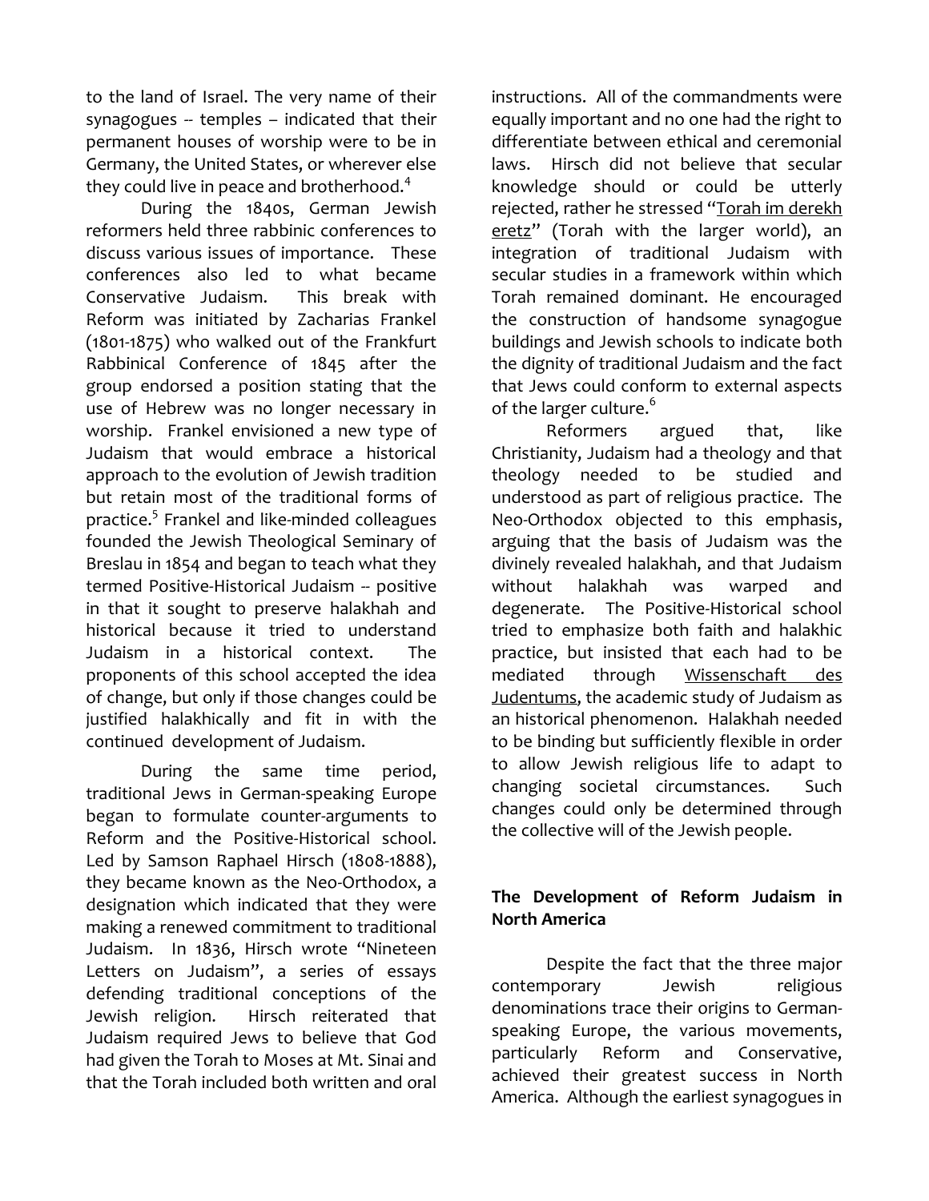to the land of Israel. The very name of their synagogues -- temples – indicated that their permanent houses of worship were to be in Germany, the United States, or wherever else they could live in peace and brotherhood.[4]

During the 1840s, German Jewish reformers held three rabbinic conferences to discuss various issues of importance. These conferences also led to what became Conservative Judaism. This break with Reform was initiated by Zacharias Frankel (1801-1875) who walked out of the Frankfurt Rabbinical Conference of 1845 after the group endorsed a position stating that the use of Hebrew was no longer necessary in worship. Frankel envisioned a new type of Judaism that would embrace a historical approach to the evolution of Jewish tradition but retain most of the traditional forms of practice.[5] Frankel and like-minded colleagues founded the Jewish Theological Seminary of Breslau in 1854 and began to teach what they termed Positive-Historical Judaism -- positive in that it sought to preserve halakhah and historical because it tried to understand Judaism in a historical context. The proponents of this school accepted the idea of change, but only if those changes could be justified halakhically and fit in with the continued development of Judaism.

During the same time period, traditional Jews in German-speaking Europe began to formulate counter-arguments to Reform and the Positive-Historical school. Led by Samson Raphael Hirsch (1808-1888), they became known as the Neo-Orthodox, a designation which indicated that they were making a renewed commitment to traditional Judaism. In 1836, Hirsch wrote "Nineteen Letters on Judaism", a series of essays defending traditional conceptions of the Jewish religion. Hirsch reiterated that Judaism required Jews to believe that God had given the Torah to Moses at Mt. Sinai and that the Torah included both written and oral instructions. All of the commandments were equally important and no one had the right to differentiate between ethical and ceremonial laws. Hirsch did not believe that secular knowledge should or could be utterly rejected, rather he stressed "Torah im derekh eretz" (Torah with the larger world), an integration of traditional Judaism with secular studies in a framework within which Torah remained dominant. He encouraged the construction of handsome synagogue buildings and Jewish schools to indicate both the dignity of traditional Judaism and the fact that Jews could conform to external aspects of the larger culture.[6]

Reformers argued that, like Christianity, Judaism had a theology and that theology needed to be studied and understood as part of religious practice. The Neo-Orthodox objected to this emphasis, arguing that the basis of Judaism was the divinely revealed halakhah, and that Judaism without halakhah was warped and degenerate. The Positive-Historical school tried to emphasize both faith and halakhic practice, but insisted that each had to be mediated through Wissenschaft des Judentums, the academic study of Judaism as an historical phenomenon. Halakhah needed to be binding but sufficiently flexible in order to allow Jewish religious life to adapt to changing societal circumstances. Such changes could only be determined through the collective will of the Jewish people.

**The Development of Reform Judaism in North America**

Despite the fact that the three major contemporary Jewish religious denominations trace their origins to German-speaking Europe, the various movements, particularly Reform and Conservative, achieved their greatest success in North America. Although the earliest synagogues in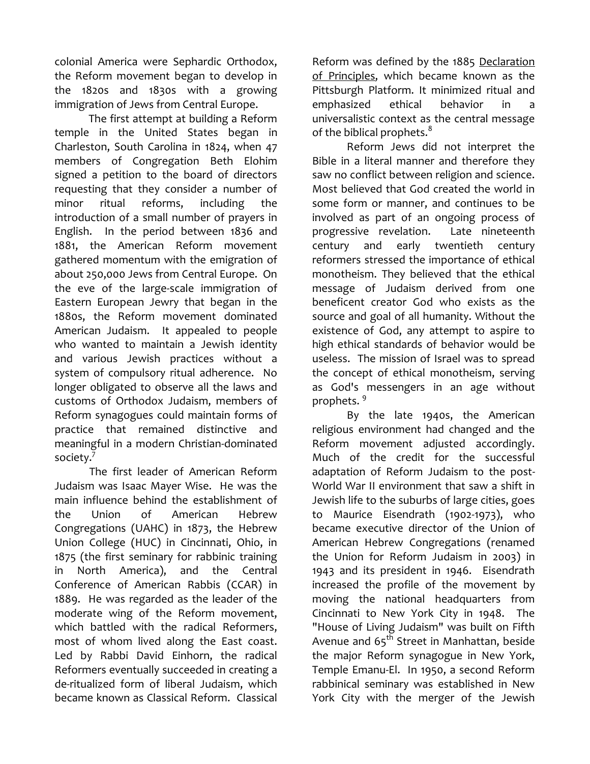colonial America were Sephardic Orthodox, the Reform movement began to develop in the 1820s and 1830s with a growing immigration of Jews from Central Europe.

The first attempt at building a Reform temple in the United States began in Charleston, South Carolina in 1824, when 47 members of Congregation Beth Elohim signed a petition to the board of directors requesting that they consider a number of minor ritual reforms, including the introduction of a small number of prayers in English. In the period between 1836 and 1881, the American Reform movement gathered momentum with the emigration of about 250,000 Jews from Central Europe. On the eve of the large-scale immigration of Eastern European Jewry that began in the 1880s, the Reform movement dominated American Judaism. It appealed to people who wanted to maintain a Jewish identity and various Jewish practices without a system of compulsory ritual adherence. No longer obligated to observe all the laws and customs of Orthodox Judaism, members of Reform synagogues could maintain forms of practice that remained distinctive and meaningful in a modern Christian-dominated society.[7]

The first leader of American Reform Judaism was Isaac Mayer Wise. He was the main influence behind the establishment of the Union of American Hebrew Congregations (UAHC) in 1873, the Hebrew Union College (HUC) in Cincinnati, Ohio, in 1875 (the first seminary for rabbinic training in North America), and the Central Conference of American Rabbis (CCAR) in 1889. He was regarded as the leader of the moderate wing of the Reform movement, which battled with the radical Reformers, most of whom lived along the East coast. Led by Rabbi David Einhorn, the radical Reformers eventually succeeded in creating a de-ritualized form of liberal Judaism, which became known as Classical Reform. Classical Reform was defined by the 1885 Declaration of Principles, which became known as the Pittsburgh Platform. It minimized ritual and emphasized ethical behavior in a universalistic context as the central message of the biblical prophets.[8]

Reform Jews did not interpret the Bible in a literal manner and therefore they saw no conflict between religion and science. Most believed that God created the world in some form or manner, and continues to be involved as part of an ongoing process of progressive revelation. Late nineteenth century and early twentieth century reformers stressed the importance of ethical monotheism. They believed that the ethical message of Judaism derived from one beneficent creator God who exists as the source and goal of all humanity. Without the existence of God, any attempt to aspire to high ethical standards of behavior would be useless. The mission of Israel was to spread the concept of ethical monotheism, serving as God's messengers in an age without prophets.[9]

By the late 1940s, the American religious environment had changed and the Reform movement adjusted accordingly. Much of the credit for the successful adaptation of Reform Judaism to the post-World War II environment that saw a shift in Jewish life to the suburbs of large cities, goes to Maurice Eisendrath (1902-1973), who became executive director of the Union of American Hebrew Congregations (renamed the Union for Reform Judaism in 2003) in 1943 and its president in 1946. Eisendrath increased the profile of the movement by moving the national headquarters from Cincinnati to New York City in 1948. The "House of Living Judaism" was built on Fifth Avenue and 65th Street in Manhattan, beside the major Reform synagogue in New York, Temple Emanu-El. In 1950, a second Reform rabbinical seminary was established in New York City with the merger of the Jewish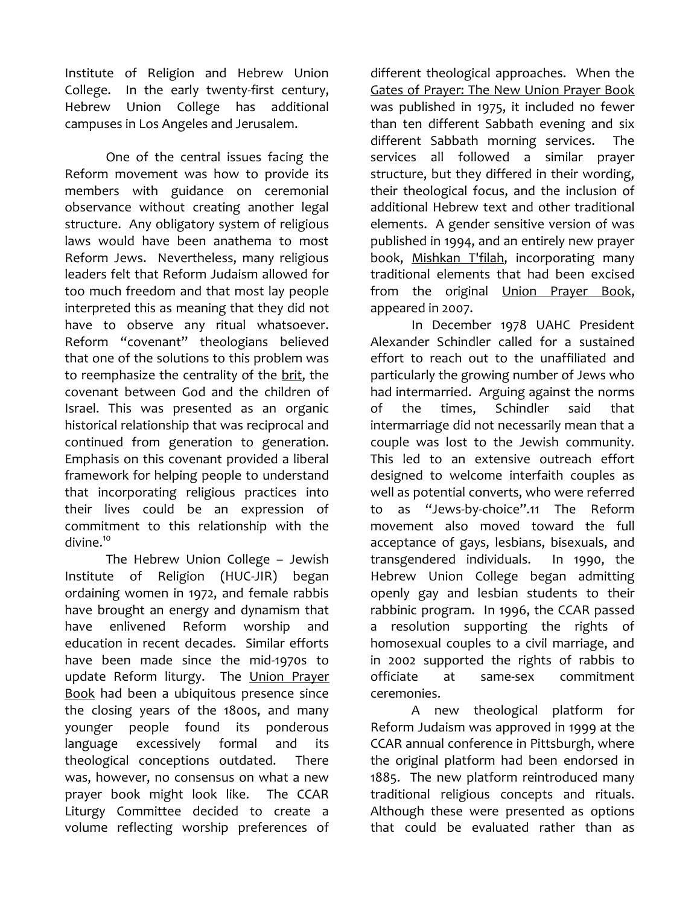Institute of Religion and Hebrew Union College. In the early twenty-first century, Hebrew Union College has additional campuses in Los Angeles and Jerusalem.

One of the central issues facing the Reform movement was how to provide its members with guidance on ceremonial observance without creating another legal structure. Any obligatory system of religious laws would have been anathema to most Reform Jews. Nevertheless, many religious leaders felt that Reform Judaism allowed for too much freedom and that most lay people interpreted this as meaning that they did not have to observe any ritual whatsoever. Reform "covenant" theologians believed that one of the solutions to this problem was to reemphasize the centrality of the brit, the covenant between God and the children of Israel. This was presented as an organic historical relationship that was reciprocal and continued from generation to generation. Emphasis on this covenant provided a liberal framework for helping people to understand that incorporating religious practices into their lives could be an expression of commitment to this relationship with the divine.[10]

The Hebrew Union College – Jewish Institute of Religion (HUC-JIR) began ordaining women in 1972, and female rabbis have brought an energy and dynamism that have enlivened Reform worship and education in recent decades. Similar efforts have been made since the mid-1970s to update Reform liturgy. The Union Prayer Book had been a ubiquitous presence since the closing years of the 1800s, and many younger people found its ponderous language excessively formal and its theological conceptions outdated. There was, however, no consensus on what a new prayer book might look like. The CCAR Liturgy Committee decided to create a volume reflecting worship preferences of different theological approaches. When the Gates of Prayer: The New Union Prayer Book was published in 1975, it included no fewer than ten different Sabbath evening and six different Sabbath morning services. The services all followed a similar prayer structure, but they differed in their wording, their theological focus, and the inclusion of additional Hebrew text and other traditional elements. A gender sensitive version of was published in 1994, and an entirely new prayer book, Mishkan T'filah, incorporating many traditional elements that had been excised from the original Union Prayer Book, appeared in 2007.

In December 1978 UAHC President Alexander Schindler called for a sustained effort to reach out to the unaffiliated and particularly the growing number of Jews who had intermarried. Arguing against the norms of the times, Schindler said that intermarriage did not necessarily mean that a couple was lost to the Jewish community. This led to an extensive outreach effort designed to welcome interfaith couples as well as potential converts, who were referred to as "Jews-by-choice".[11] The Reform movement also moved toward the full acceptance of gays, lesbians, bisexuals, and transgendered individuals. In 1990, the Hebrew Union College began admitting openly gay and lesbian students to their rabbinic program. In 1996, the CCAR passed a resolution supporting the rights of homosexual couples to a civil marriage, and in 2002 supported the rights of rabbis to officiate at same-sex commitment ceremonies.

A new theological platform for Reform Judaism was approved in 1999 at the CCAR annual conference in Pittsburgh, where the original platform had been endorsed in 1885. The new platform reintroduced many traditional religious concepts and rituals. Although these were presented as options that could be evaluated rather than as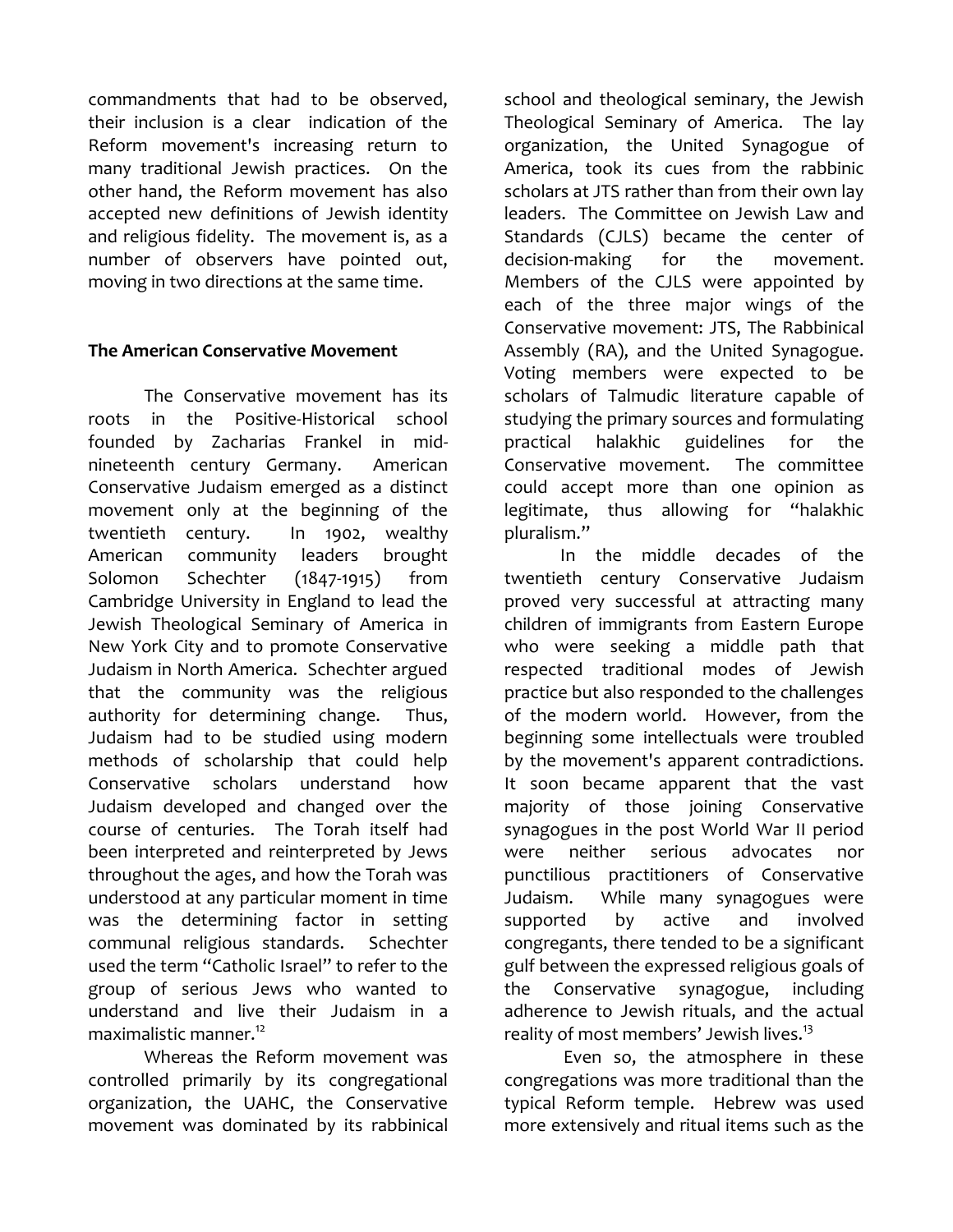commandments that had to be observed, their inclusion is a clear indication of the Reform movement's increasing return to many traditional Jewish practices. On the other hand, the Reform movement has also accepted new definitions of Jewish identity and religious fidelity. The movement is, as a number of observers have pointed out, moving in two directions at the same time.

**The American Conservative Movement**

The Conservative movement has its roots in the Positive-Historical school founded by Zacharias Frankel in mid-nineteenth century Germany. American Conservative Judaism emerged as a distinct movement only at the beginning of the twentieth century. In 1902, wealthy American community leaders brought Solomon Schechter (1847-1915) from Cambridge University in England to lead the Jewish Theological Seminary of America in New York City and to promote Conservative Judaism in North America. Schechter argued that the community was the religious authority for determining change. Thus, Judaism had to be studied using modern methods of scholarship that could help Conservative scholars understand how Judaism developed and changed over the course of centuries. The Torah itself had been interpreted and reinterpreted by Jews throughout the ages, and how the Torah was understood at any particular moment in time was the determining factor in setting communal religious standards. Schechter used the term "Catholic Israel" to refer to the group of serious Jews who wanted to understand and live their Judaism in a maximalistic manner.[12]

Whereas the Reform movement was controlled primarily by its congregational organization, the UAHC, the Conservative movement was dominated by its rabbinical school and theological seminary, the Jewish Theological Seminary of America. The lay organization, the United Synagogue of America, took its cues from the rabbinic scholars at JTS rather than from their own lay leaders. The Committee on Jewish Law and Standards (CJLS) became the center of decision-making for the movement. Members of the CJLS were appointed by each of the three major wings of the Conservative movement: JTS, The Rabbinical Assembly (RA), and the United Synagogue. Voting members were expected to be scholars of Talmudic literature capable of studying the primary sources and formulating practical halakhic guidelines for the Conservative movement. The committee could accept more than one opinion as legitimate, thus allowing for "halakhic pluralism."

In the middle decades of the twentieth century Conservative Judaism proved very successful at attracting many children of immigrants from Eastern Europe who were seeking a middle path that respected traditional modes of Jewish practice but also responded to the challenges of the modern world. However, from the beginning some intellectuals were troubled by the movement's apparent contradictions. It soon became apparent that the vast majority of those joining Conservative synagogues in the post World War II period were neither serious advocates nor punctilious practitioners of Conservative Judaism. While many synagogues were supported by active and involved congregants, there tended to be a significant gulf between the expressed religious goals of the Conservative synagogue, including adherence to Jewish rituals, and the actual reality of most members' Jewish lives.[13]

Even so, the atmosphere in these congregations was more traditional than the typical Reform temple. Hebrew was used more extensively and ritual items such as the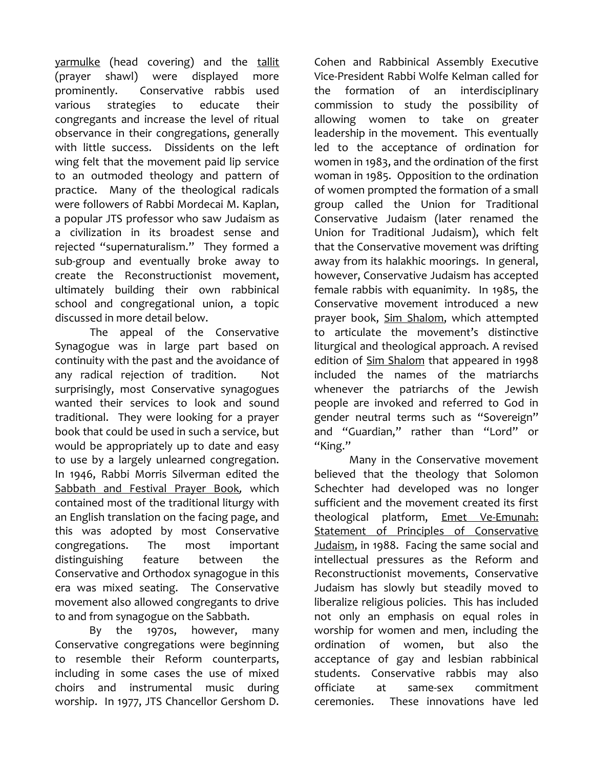yarmulke (head covering) and the tallit (prayer shawl) were displayed more prominently. Conservative rabbis used various strategies to educate their congregants and increase the level of ritual observance in their congregations, generally with little success. Dissidents on the left wing felt that the movement paid lip service to an outmoded theology and pattern of practice. Many of the theological radicals were followers of Rabbi Mordecai M. Kaplan, a popular JTS professor who saw Judaism as a civilization in its broadest sense and rejected "supernaturalism." They formed a sub-group and eventually broke away to create the Reconstructionist movement, ultimately building their own rabbinical school and congregational union, a topic discussed in more detail below.

The appeal of the Conservative Synagogue was in large part based on continuity with the past and the avoidance of any radical rejection of tradition. Not surprisingly, most Conservative synagogues wanted their services to look and sound traditional. They were looking for a prayer book that could be used in such a service, but would be appropriately up to date and easy to use by a largely unlearned congregation. In 1946, Rabbi Morris Silverman edited the Sabbath and Festival Prayer Book, which contained most of the traditional liturgy with an English translation on the facing page, and this was adopted by most Conservative congregations. The most important distinguishing feature between the Conservative and Orthodox synagogue in this era was mixed seating. The Conservative movement also allowed congregants to drive to and from synagogue on the Sabbath.

By the 1970s, however, many Conservative congregations were beginning to resemble their Reform counterparts, including in some cases the use of mixed choirs and instrumental music during worship. In 1977, JTS Chancellor Gershom D. Cohen and Rabbinical Assembly Executive Vice-President Rabbi Wolfe Kelman called for the formation of an interdisciplinary commission to study the possibility of allowing women to take on greater leadership in the movement. This eventually led to the acceptance of ordination for women in 1983, and the ordination of the first woman in 1985. Opposition to the ordination of women prompted the formation of a small group called the Union for Traditional Conservative Judaism (later renamed the Union for Traditional Judaism), which felt that the Conservative movement was drifting away from its halakhic moorings. In general, however, Conservative Judaism has accepted female rabbis with equanimity. In 1985, the Conservative movement introduced a new prayer book, Sim Shalom, which attempted to articulate the movement's distinctive liturgical and theological approach. A revised edition of Sim Shalom that appeared in 1998 included the names of the matriarchs whenever the patriarchs of the Jewish people are invoked and referred to God in gender neutral terms such as "Sovereign" and "Guardian," rather than "Lord" or "King."

Many in the Conservative movement believed that the theology that Solomon Schechter had developed was no longer sufficient and the movement created its first theological platform, Emet Ve-Emunah: Statement of Principles of Conservative Judaism, in 1988. Facing the same social and intellectual pressures as the Reform and Reconstructionist movements, Conservative Judaism has slowly but steadily moved to liberalize religious policies. This has included not only an emphasis on equal roles in worship for women and men, including the ordination of women, but also the acceptance of gay and lesbian rabbinical students. Conservative rabbis may also officiate at same-sex commitment ceremonies. These innovations have led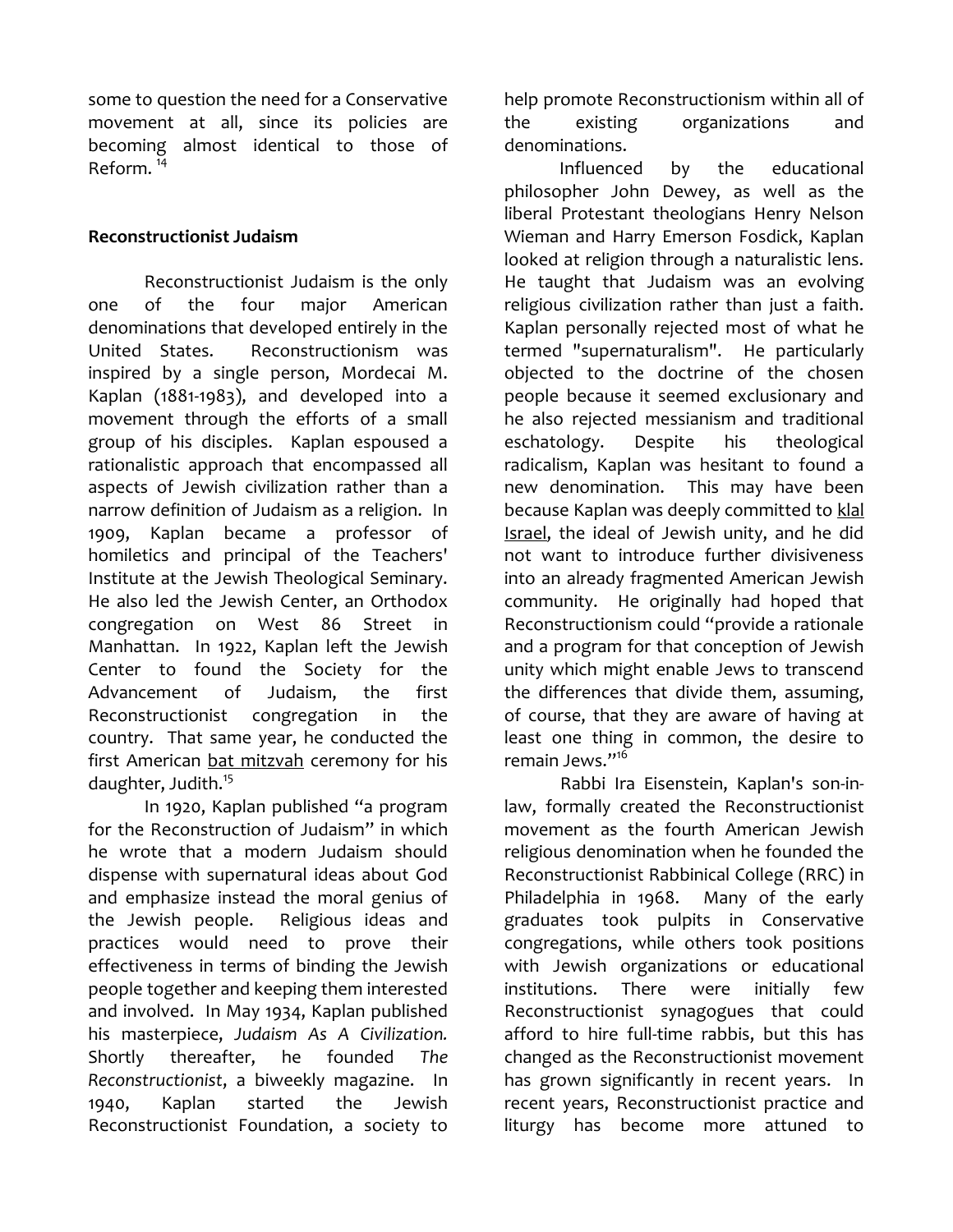some to question the need for a Conservative movement at all, since its policies are becoming almost identical to those of Reform. [14]

**Reconstructionist Judaism**

Reconstructionist Judaism is the only one of the four major American denominations that developed entirely in the United States. Reconstructionism was inspired by a single person, Mordecai M. Kaplan (1881-1983), and developed into a movement through the efforts of a small group of his disciples. Kaplan espoused a rationalistic approach that encompassed all aspects of Jewish civilization rather than a narrow definition of Judaism as a religion. In 1909, Kaplan became a professor of homiletics and principal of the Teachers' Institute at the Jewish Theological Seminary. He also led the Jewish Center, an Orthodox congregation on West 86 Street in Manhattan. In 1922, Kaplan left the Jewish Center to found the Society for the Advancement of Judaism, the first Reconstructionist congregation in the country. That same year, he conducted the first American bat mitzvah ceremony for his daughter, Judith.[15]

In 1920, Kaplan published "a program for the Reconstruction of Judaism" in which he wrote that a modern Judaism should dispense with supernatural ideas about God and emphasize instead the moral genius of the Jewish people. Religious ideas and practices would need to prove their effectiveness in terms of binding the Jewish people together and keeping them interested and involved. In May 1934, Kaplan published his masterpiece, *Judaism As A Civilization.* Shortly thereafter, he founded *The Reconstructionist*, a biweekly magazine. In 1940, Kaplan started the Jewish Reconstructionist Foundation, a society to help promote Reconstructionism within all of the existing organizations and denominations.

Influenced by the educational philosopher John Dewey, as well as the liberal Protestant theologians Henry Nelson Wieman and Harry Emerson Fosdick, Kaplan looked at religion through a naturalistic lens. He taught that Judaism was an evolving religious civilization rather than just a faith. Kaplan personally rejected most of what he termed "supernaturalism". He particularly objected to the doctrine of the chosen people because it seemed exclusionary and he also rejected messianism and traditional eschatology. Despite his theological radicalism, Kaplan was hesitant to found a new denomination. This may have been because Kaplan was deeply committed to klal Israel, the ideal of Jewish unity, and he did not want to introduce further divisiveness into an already fragmented American Jewish community. He originally had hoped that Reconstructionism could "provide a rationale and a program for that conception of Jewish unity which might enable Jews to transcend the differences that divide them, assuming, of course, that they are aware of having at least one thing in common, the desire to remain Jews."[16]

Rabbi Ira Eisenstein, Kaplan's son-in-law, formally created the Reconstructionist movement as the fourth American Jewish religious denomination when he founded the Reconstructionist Rabbinical College (RRC) in Philadelphia in 1968. Many of the early graduates took pulpits in Conservative congregations, while others took positions with Jewish organizations or educational institutions. There were initially few Reconstructionist synagogues that could afford to hire full-time rabbis, but this has changed as the Reconstructionist movement has grown significantly in recent years. In recent years, Reconstructionist practice and liturgy has become more attuned to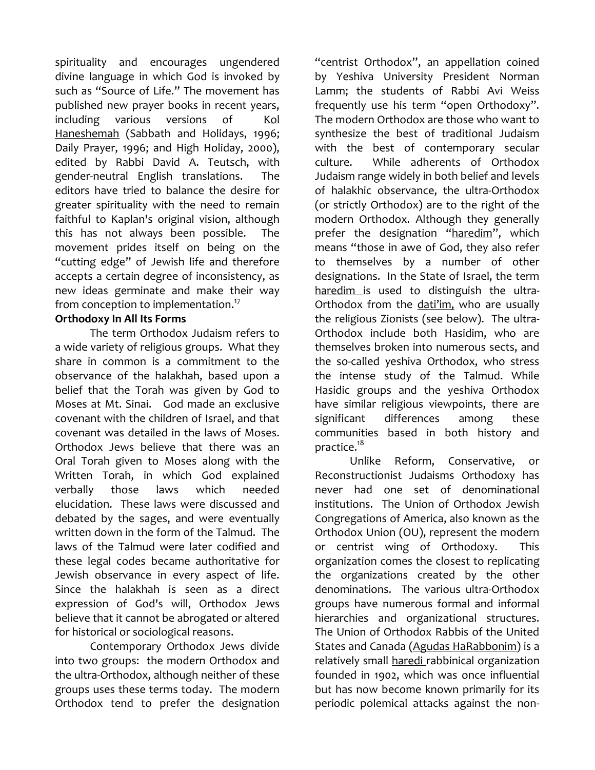spirituality and encourages ungendered divine language in which God is invoked by such as "Source of Life." The movement has published new prayer books in recent years, including various versions of Kol Haneshemah (Sabbath and Holidays, 1996; Daily Prayer, 1996; and High Holiday, 2000), edited by Rabbi David A. Teutsch, with gender-neutral English translations. The editors have tried to balance the desire for greater spirituality with the need to remain faithful to Kaplan's original vision, although this has not always been possible. The movement prides itself on being on the "cutting edge" of Jewish life and therefore accepts a certain degree of inconsistency, as new ideas germinate and make their way from conception to implementation.[17]

**Orthodoxy In All Its Forms**

The term Orthodox Judaism refers to a wide variety of religious groups. What they share in common is a commitment to the observance of the halakhah, based upon a belief that the Torah was given by God to Moses at Mt. Sinai. God made an exclusive covenant with the children of Israel, and that covenant was detailed in the laws of Moses. Orthodox Jews believe that there was an Oral Torah given to Moses along with the Written Torah, in which God explained verbally those laws which needed elucidation. These laws were discussed and debated by the sages, and were eventually written down in the form of the Talmud. The laws of the Talmud were later codified and these legal codes became authoritative for Jewish observance in every aspect of life. Since the halakhah is seen as a direct expression of God's will, Orthodox Jews believe that it cannot be abrogated or altered for historical or sociological reasons.

Contemporary Orthodox Jews divide into two groups: the modern Orthodox and the ultra-Orthodox, although neither of these groups uses these terms today. The modern Orthodox tend to prefer the designation "centrist Orthodox", an appellation coined by Yeshiva University President Norman Lamm; the students of Rabbi Avi Weiss frequently use his term "open Orthodoxy". The modern Orthodox are those who want to synthesize the best of traditional Judaism with the best of contemporary secular culture. While adherents of Orthodox Judaism range widely in both belief and levels of halakhic observance, the ultra-Orthodox (or strictly Orthodox) are to the right of the modern Orthodox. Although they generally prefer the designation "haredim", which means "those in awe of God, they also refer to themselves by a number of other designations. In the State of Israel, the term haredim is used to distinguish the ultra-Orthodox from the dati'im, who are usually the religious Zionists (see below). The ultra-Orthodox include both Hasidim, who are themselves broken into numerous sects, and the so-called yeshiva Orthodox, who stress the intense study of the Talmud. While Hasidic groups and the yeshiva Orthodox have similar religious viewpoints, there are significant differences among these communities based in both history and practice.[18]

Unlike Reform, Conservative, or Reconstructionist Judaisms Orthodoxy has never had one set of denominational institutions. The Union of Orthodox Jewish Congregations of America, also known as the Orthodox Union (OU), represent the modern or centrist wing of Orthodoxy. This organization comes the closest to replicating the organizations created by the other denominations. The various ultra-Orthodox groups have numerous formal and informal hierarchies and organizational structures. The Union of Orthodox Rabbis of the United States and Canada (Agudas HaRabbonim) is a relatively small haredi rabbinical organization founded in 1902, which was once influential but has now become known primarily for its periodic polemical attacks against the non-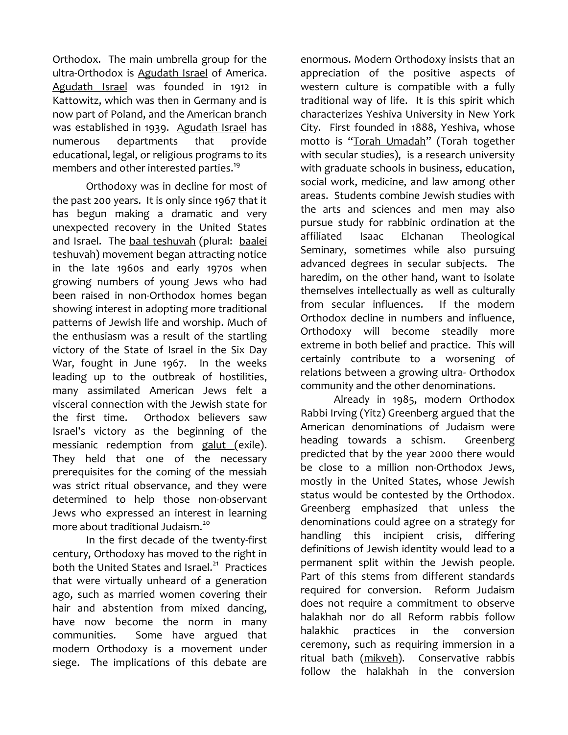Orthodox. The main umbrella group for the ultra-Orthodox is Agudath Israel of America. Agudath Israel was founded in 1912 in Kattowitz, which was then in Germany and is now part of Poland, and the American branch was established in 1939. Agudath Israel has numerous departments that provide educational, legal, or religious programs to its members and other interested parties.[19]

Orthodoxy was in decline for most of the past 200 years. It is only since 1967 that it has begun making a dramatic and very unexpected recovery in the United States and Israel. The baal teshuvah (plural: baalei teshuvah) movement began attracting notice in the late 1960s and early 1970s when growing numbers of young Jews who had been raised in non-Orthodox homes began showing interest in adopting more traditional patterns of Jewish life and worship. Much of the enthusiasm was a result of the startling victory of the State of Israel in the Six Day War, fought in June 1967. In the weeks leading up to the outbreak of hostilities, many assimilated American Jews felt a visceral connection with the Jewish state for the first time. Orthodox believers saw Israel's victory as the beginning of the messianic redemption from galut (exile). They held that one of the necessary prerequisites for the coming of the messiah was strict ritual observance, and they were determined to help those non-observant Jews who expressed an interest in learning more about traditional Judaism.[20]

In the first decade of the twenty-first century, Orthodoxy has moved to the right in both the United States and Israel.[21] Practices that were virtually unheard of a generation ago, such as married women covering their hair and abstention from mixed dancing, have now become the norm in many communities. Some have argued that modern Orthodoxy is a movement under siege. The implications of this debate are enormous. Modern Orthodoxy insists that an appreciation of the positive aspects of western culture is compatible with a fully traditional way of life. It is this spirit which characterizes Yeshiva University in New York City. First founded in 1888, Yeshiva, whose motto is "Torah Umadah" (Torah together with secular studies), is a research university with graduate schools in business, education, social work, medicine, and law among other areas. Students combine Jewish studies with the arts and sciences and men may also pursue study for rabbinic ordination at the affiliated Isaac Elchanan Theological Seminary, sometimes while also pursuing advanced degrees in secular subjects. The haredim, on the other hand, want to isolate themselves intellectually as well as culturally from secular influences. If the modern Orthodox decline in numbers and influence, Orthodoxy will become steadily more extreme in both belief and practice. This will certainly contribute to a worsening of relations between a growing ultra- Orthodox community and the other denominations.

Already in 1985, modern Orthodox Rabbi Irving (Yitz) Greenberg argued that the American denominations of Judaism were heading towards a schism. Greenberg predicted that by the year 2000 there would be close to a million non-Orthodox Jews, mostly in the United States, whose Jewish status would be contested by the Orthodox. Greenberg emphasized that unless the denominations could agree on a strategy for handling this incipient crisis, differing definitions of Jewish identity would lead to a permanent split within the Jewish people. Part of this stems from different standards required for conversion. Reform Judaism does not require a commitment to observe halakhah nor do all Reform rabbis follow halakhic practices in the conversion ceremony, such as requiring immersion in a ritual bath (mikveh). Conservative rabbis follow the halakhah in the conversion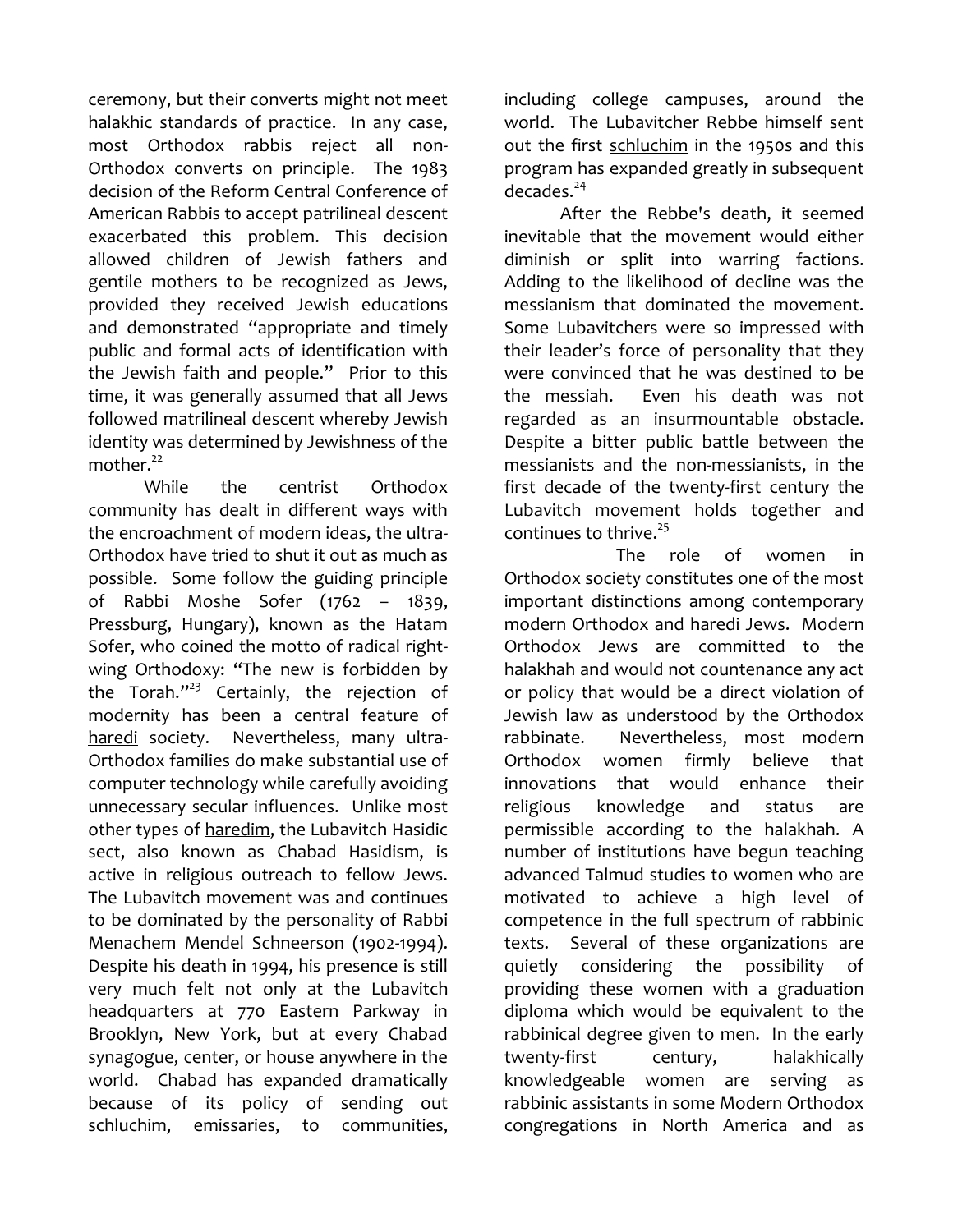ceremony, but their converts might not meet halakhic standards of practice. In any case, most Orthodox rabbis reject all non-Orthodox converts on principle. The 1983 decision of the Reform Central Conference of American Rabbis to accept patrilineal descent exacerbated this problem. This decision allowed children of Jewish fathers and gentile mothers to be recognized as Jews, provided they received Jewish educations and demonstrated "appropriate and timely public and formal acts of identification with the Jewish faith and people." Prior to this time, it was generally assumed that all Jews followed matrilineal descent whereby Jewish identity was determined by Jewishness of the mother.[22]

While the centrist Orthodox community has dealt in different ways with the encroachment of modern ideas, the ultra-Orthodox have tried to shut it out as much as possible. Some follow the guiding principle of Rabbi Moshe Sofer (1762 – 1839, Pressburg, Hungary), known as the Hatam Sofer, who coined the motto of radical right-wing Orthodoxy: "The new is forbidden by the Torah."[23] Certainly, the rejection of modernity has been a central feature of haredi society. Nevertheless, many ultra-Orthodox families do make substantial use of computer technology while carefully avoiding unnecessary secular influences. Unlike most other types of haredim, the Lubavitch Hasidic sect, also known as Chabad Hasidism, is active in religious outreach to fellow Jews. The Lubavitch movement was and continues to be dominated by the personality of Rabbi Menachem Mendel Schneerson (1902-1994). Despite his death in 1994, his presence is still very much felt not only at the Lubavitch headquarters at 770 Eastern Parkway in Brooklyn, New York, but at every Chabad synagogue, center, or house anywhere in the world. Chabad has expanded dramatically because of its policy of sending out schluchim, emissaries, to communities, including college campuses, around the world. The Lubavitcher Rebbe himself sent out the first schluchim in the 1950s and this program has expanded greatly in subsequent decades.[24]

After the Rebbe's death, it seemed inevitable that the movement would either diminish or split into warring factions. Adding to the likelihood of decline was the messianism that dominated the movement. Some Lubavitchers were so impressed with their leader's force of personality that they were convinced that he was destined to be the messiah. Even his death was not regarded as an insurmountable obstacle. Despite a bitter public battle between the messianists and the non-messianists, in the first decade of the twenty-first century the Lubavitch movement holds together and continues to thrive.[25]

The role of women in Orthodox society constitutes one of the most important distinctions among contemporary modern Orthodox and haredi Jews. Modern Orthodox Jews are committed to the halakhah and would not countenance any act or policy that would be a direct violation of Jewish law as understood by the Orthodox rabbinate. Nevertheless, most modern Orthodox women firmly believe that innovations that would enhance their religious knowledge and status are permissible according to the halakhah. A number of institutions have begun teaching advanced Talmud studies to women who are motivated to achieve a high level of competence in the full spectrum of rabbinic texts. Several of these organizations are quietly considering the possibility of providing these women with a graduation diploma which would be equivalent to the rabbinical degree given to men. In the early twenty-first century, halakhically knowledgeable women are serving as rabbinic assistants in some Modern Orthodox congregations in North America and as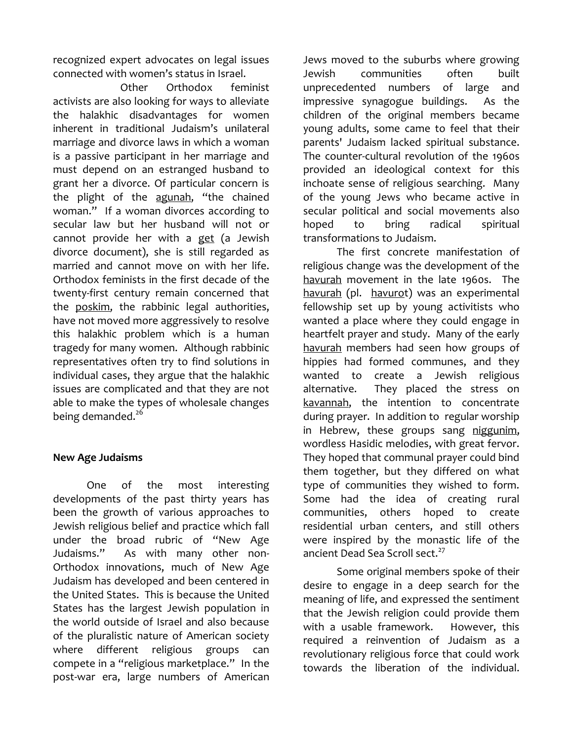recognized expert advocates on legal issues connected with women's status in Israel.

Other Orthodox feminist activists are also looking for ways to alleviate the halakhic disadvantages for women inherent in traditional Judaism's unilateral marriage and divorce laws in which a woman is a passive participant in her marriage and must depend on an estranged husband to grant her a divorce. Of particular concern is the plight of the agunah, "the chained woman." If a woman divorces according to secular law but her husband will not or cannot provide her with a get (a Jewish divorce document), she is still regarded as married and cannot move on with her life. Orthodox feminists in the first decade of the twenty-first century remain concerned that the poskim, the rabbinic legal authorities, have not moved more aggressively to resolve this halakhic problem which is a human tragedy for many women. Although rabbinic representatives often try to find solutions in individual cases, they argue that the halakhic issues are complicated and that they are not able to make the types of wholesale changes being demanded.[26]

**New Age Judaisms**

One of the most interesting developments of the past thirty years has been the growth of various approaches to Jewish religious belief and practice which fall under the broad rubric of "New Age Judaisms." As with many other non-Orthodox innovations, much of New Age Judaism has developed and been centered in the United States. This is because the United States has the largest Jewish population in the world outside of Israel and also because of the pluralistic nature of American society where different religious groups can compete in a "religious marketplace." In the post-war era, large numbers of American Jews moved to the suburbs where growing Jewish communities often built unprecedented numbers of large and impressive synagogue buildings. As the children of the original members became young adults, some came to feel that their parents' Judaism lacked spiritual substance. The counter-cultural revolution of the 1960s provided an ideological context for this inchoate sense of religious searching. Many of the young Jews who became active in secular political and social movements also hoped to bring radical spiritual transformations to Judaism.

The first concrete manifestation of religious change was the development of the havurah movement in the late 1960s. The havurah (pl. havurot) was an experimental fellowship set up by young activitists who wanted a place where they could engage in heartfelt prayer and study. Many of the early havurah members had seen how groups of hippies had formed communes, and they wanted to create a Jewish religious alternative. They placed the stress on kavannah, the intention to concentrate during prayer. In addition to regular worship in Hebrew, these groups sang niggunim, wordless Hasidic melodies, with great fervor. They hoped that communal prayer could bind them together, but they differed on what type of communities they wished to form. Some had the idea of creating rural communities, others hoped to create residential urban centers, and still others were inspired by the monastic life of the ancient Dead Sea Scroll sect.[27]

Some original members spoke of their desire to engage in a deep search for the meaning of life, and expressed the sentiment that the Jewish religion could provide them with a usable framework. However, this required a reinvention of Judaism as a revolutionary religious force that could work towards the liberation of the individual.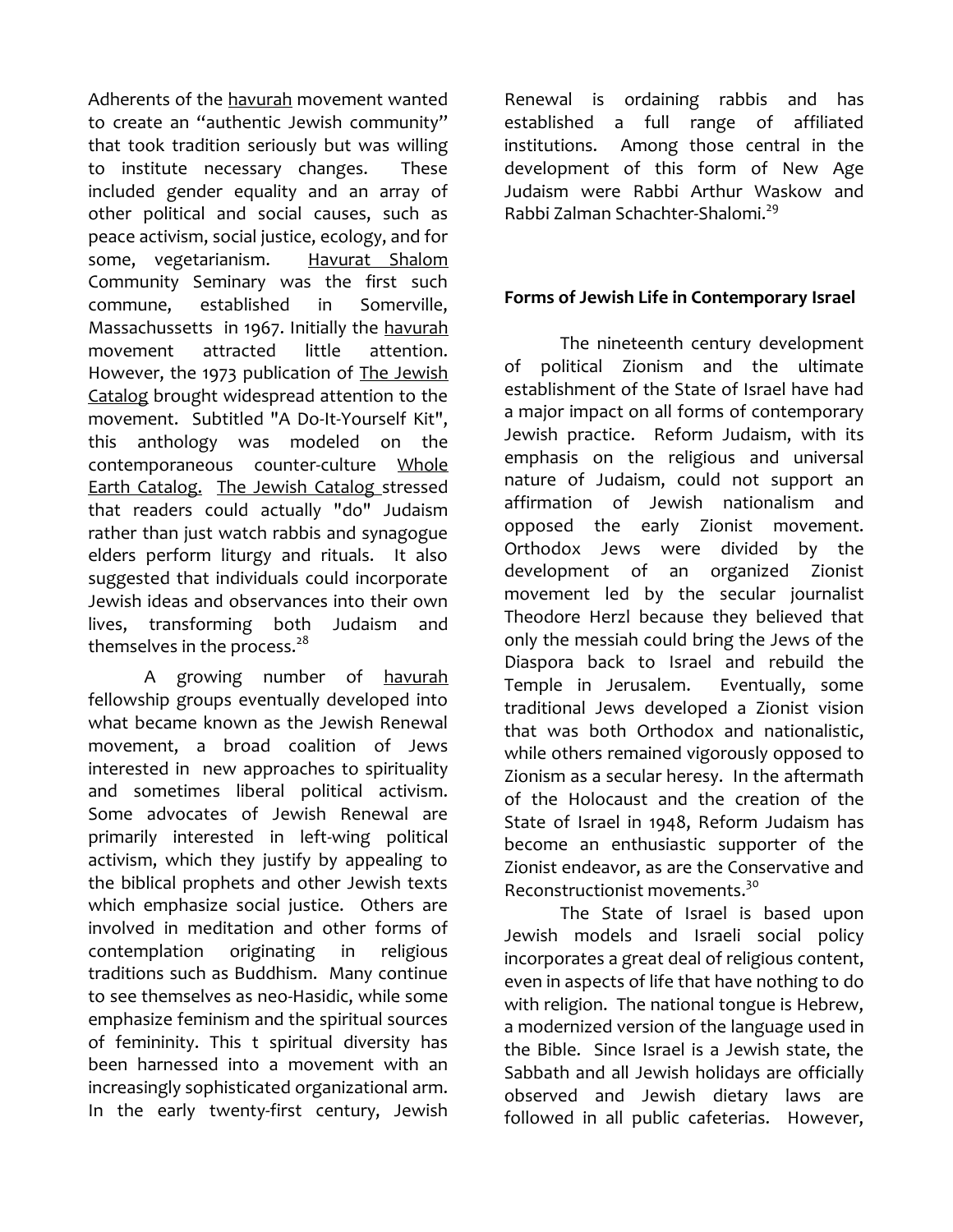Adherents of the havurah movement wanted to create an "authentic Jewish community" that took tradition seriously but was willing to institute necessary changes. These included gender equality and an array of other political and social causes, such as peace activism, social justice, ecology, and for some, vegetarianism. Havurat Shalom Community Seminary was the first such commune, established in Somerville, Massachussetts in 1967. Initially the havurah movement attracted little attention. However, the 1973 publication of The Jewish Catalog brought widespread attention to the movement. Subtitled "A Do-It-Yourself Kit", this anthology was modeled on the contemporaneous counter-culture Whole Earth Catalog. The Jewish Catalog stressed that readers could actually "do" Judaism rather than just watch rabbis and synagogue elders perform liturgy and rituals. It also suggested that individuals could incorporate Jewish ideas and observances into their own lives, transforming both Judaism and themselves in the process.[28]

A growing number of havurah fellowship groups eventually developed into what became known as the Jewish Renewal movement, a broad coalition of Jews interested in new approaches to spirituality and sometimes liberal political activism. Some advocates of Jewish Renewal are primarily interested in left-wing political activism, which they justify by appealing to the biblical prophets and other Jewish texts which emphasize social justice. Others are involved in meditation and other forms of contemplation originating in religious traditions such as Buddhism. Many continue to see themselves as neo-Hasidic, while some emphasize feminism and the spiritual sources of femininity. This t spiritual diversity has been harnessed into a movement with an increasingly sophisticated organizational arm. In the early twenty-first century, Jewish Renewal is ordaining rabbis and has established a full range of affiliated institutions. Among those central in the development of this form of New Age Judaism were Rabbi Arthur Waskow and Rabbi Zalman Schachter-Shalomi.[29]

## Forms of Jewish Life in Contemporary Israel

The nineteenth century development of political Zionism and the ultimate establishment of the State of Israel have had a major impact on all forms of contemporary Jewish practice. Reform Judaism, with its emphasis on the religious and universal nature of Judaism, could not support an affirmation of Jewish nationalism and opposed the early Zionist movement. Orthodox Jews were divided by the development of an organized Zionist movement led by the secular journalist Theodore Herzl because they believed that only the messiah could bring the Jews of the Diaspora back to Israel and rebuild the Temple in Jerusalem. Eventually, some traditional Jews developed a Zionist vision that was both Orthodox and nationalistic, while others remained vigorously opposed to Zionism as a secular heresy. In the aftermath of the Holocaust and the creation of the State of Israel in 1948, Reform Judaism has become an enthusiastic supporter of the Zionist endeavor, as are the Conservative and Reconstructionist movements.[30]

The State of Israel is based upon Jewish models and Israeli social policy incorporates a great deal of religious content, even in aspects of life that have nothing to do with religion. The national tongue is Hebrew, a modernized version of the language used in the Bible. Since Israel is a Jewish state, the Sabbath and all Jewish holidays are officially observed and Jewish dietary laws are followed in all public cafeterias. However,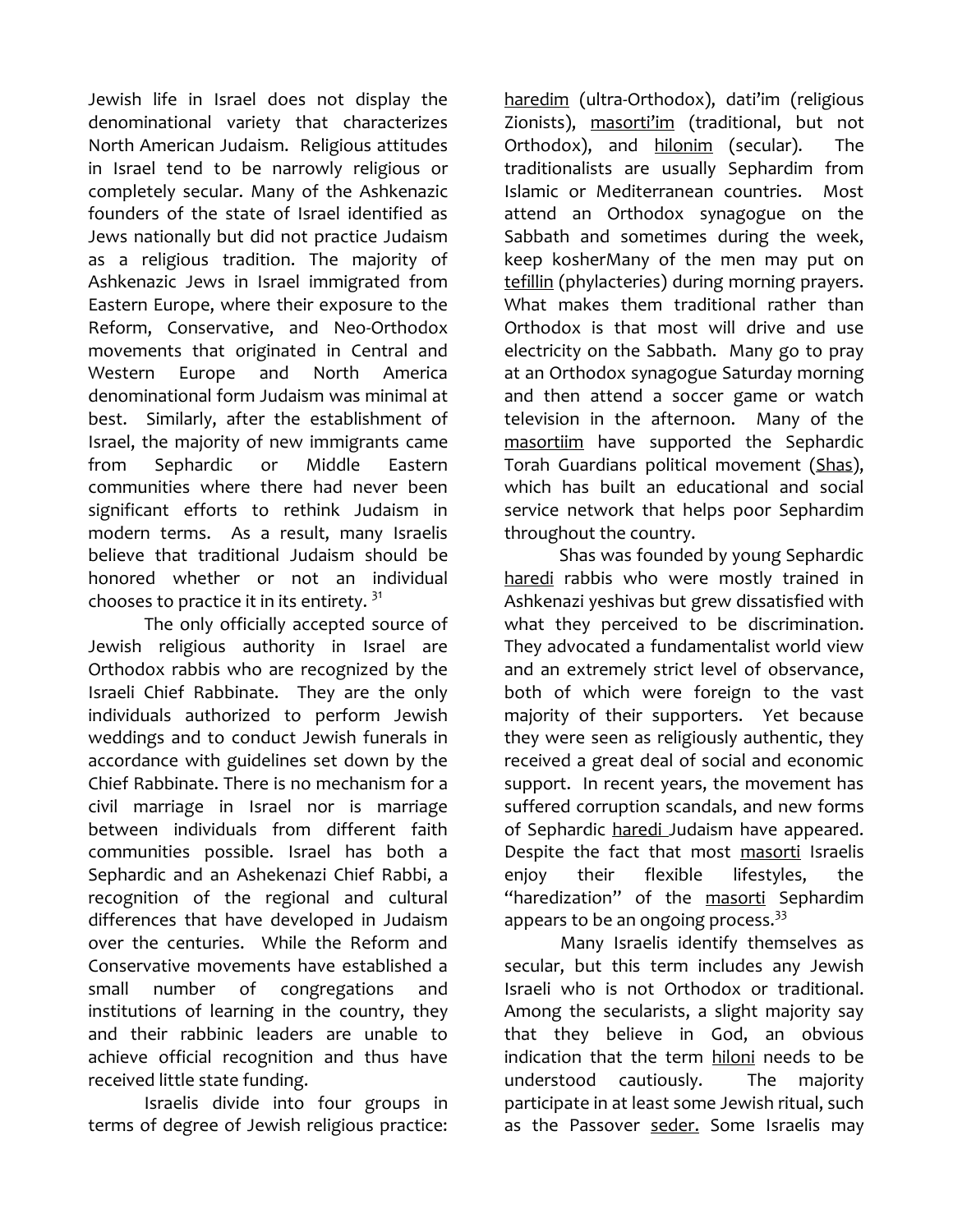Jewish life in Israel does not display the denominational variety that characterizes North American Judaism. Religious attitudes in Israel tend to be narrowly religious or completely secular. Many of the Ashkenazic founders of the state of Israel identified as Jews nationally but did not practice Judaism as a religious tradition. The majority of Ashkenazic Jews in Israel immigrated from Eastern Europe, where their exposure to the Reform, Conservative, and Neo-Orthodox movements that originated in Central and Western Europe and North America denominational form Judaism was minimal at best. Similarly, after the establishment of Israel, the majority of new immigrants came from Sephardic or Middle Eastern communities where there had never been significant efforts to rethink Judaism in modern terms. As a result, many Israelis believe that traditional Judaism should be honored whether or not an individual chooses to practice it in its entirety. [31]

The only officially accepted source of Jewish religious authority in Israel are Orthodox rabbis who are recognized by the Israeli Chief Rabbinate. They are the only individuals authorized to perform Jewish weddings and to conduct Jewish funerals in accordance with guidelines set down by the Chief Rabbinate. There is no mechanism for a civil marriage in Israel nor is marriage between individuals from different faith communities possible. Israel has both a Sephardic and an Ashekenazi Chief Rabbi, a recognition of the regional and cultural differences that have developed in Judaism over the centuries. While the Reform and Conservative movements have established a small number of congregations and institutions of learning in the country, they and their rabbinic leaders are unable to achieve official recognition and thus have received little state funding.

Israelis divide into four groups in terms of degree of Jewish religious practice: haredim (ultra-Orthodox), dati'im (religious Zionists), masorti'im (traditional, but not Orthodox), and hilonim (secular). The traditionalists are usually Sephardim from Islamic or Mediterranean countries. Most attend an Orthodox synagogue on the Sabbath and sometimes during the week, keep kosherMany of the men may put on tefillin (phylacteries) during morning prayers. What makes them traditional rather than Orthodox is that most will drive and use electricity on the Sabbath. Many go to pray at an Orthodox synagogue Saturday morning and then attend a soccer game or watch television in the afternoon. Many of the masortiim have supported the Sephardic Torah Guardians political movement (Shas), which has built an educational and social service network that helps poor Sephardim throughout the country.

Shas was founded by young Sephardic haredi rabbis who were mostly trained in Ashkenazi yeshivas but grew dissatisfied with what they perceived to be discrimination. They advocated a fundamentalist world view and an extremely strict level of observance, both of which were foreign to the vast majority of their supporters. Yet because they were seen as religiously authentic, they received a great deal of social and economic support. In recent years, the movement has suffered corruption scandals, and new forms of Sephardic haredi Judaism have appeared. Despite the fact that most masorti Israelis enjoy their flexible lifestyles, the "haredization" of the masorti Sephardim appears to be an ongoing process.[33]

Many Israelis identify themselves as secular, but this term includes any Jewish Israeli who is not Orthodox or traditional. Among the secularists, a slight majority say that they believe in God, an obvious indication that the term hiloni needs to be understood cautiously. The majority participate in at least some Jewish ritual, such as the Passover seder. Some Israelis may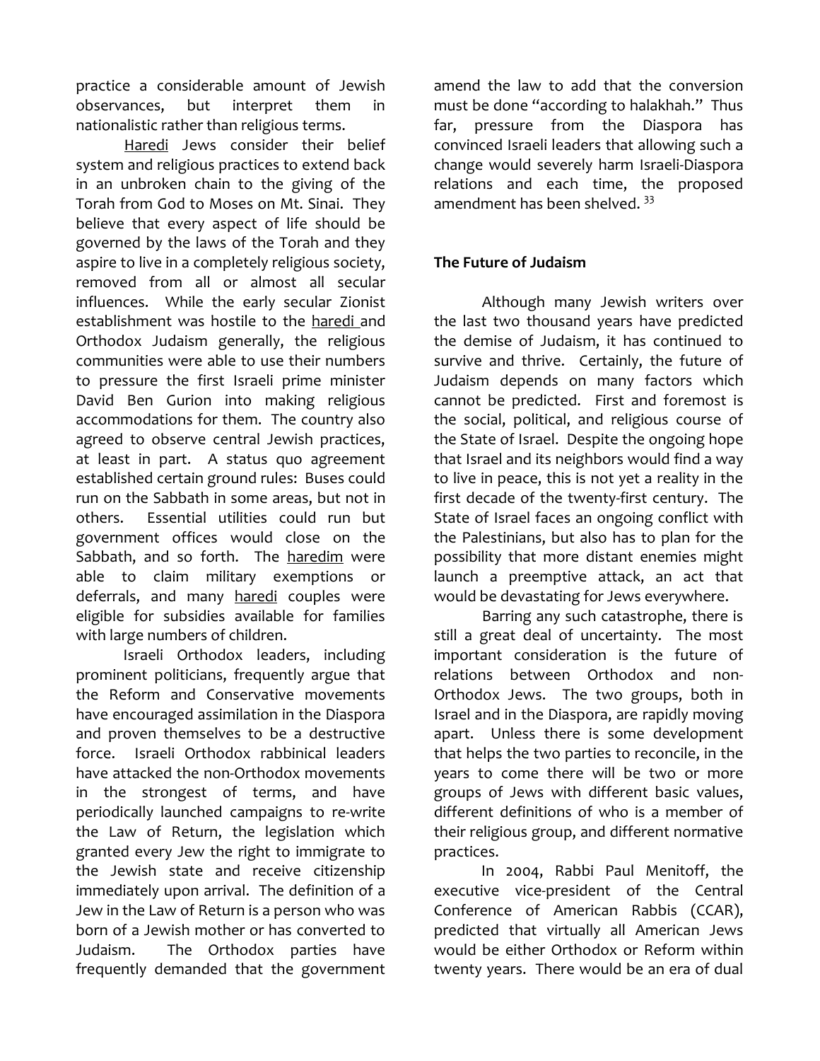practice a considerable amount of Jewish observances, but interpret them in nationalistic rather than religious terms.

Haredi Jews consider their belief system and religious practices to extend back in an unbroken chain to the giving of the Torah from God to Moses on Mt. Sinai. They believe that every aspect of life should be governed by the laws of the Torah and they aspire to live in a completely religious society, removed from all or almost all secular influences. While the early secular Zionist establishment was hostile to the haredi and Orthodox Judaism generally, the religious communities were able to use their numbers to pressure the first Israeli prime minister David Ben Gurion into making religious accommodations for them. The country also agreed to observe central Jewish practices, at least in part. A status quo agreement established certain ground rules: Buses could run on the Sabbath in some areas, but not in others. Essential utilities could run but government offices would close on the Sabbath, and so forth. The haredim were able to claim military exemptions or deferrals, and many haredi couples were eligible for subsidies available for families with large numbers of children.

Israeli Orthodox leaders, including prominent politicians, frequently argue that the Reform and Conservative movements have encouraged assimilation in the Diaspora and proven themselves to be a destructive force. Israeli Orthodox rabbinical leaders have attacked the non-Orthodox movements in the strongest of terms, and have periodically launched campaigns to re-write the Law of Return, the legislation which granted every Jew the right to immigrate to the Jewish state and receive citizenship immediately upon arrival. The definition of a Jew in the Law of Return is a person who was born of a Jewish mother or has converted to Judaism. The Orthodox parties have frequently demanded that the government amend the law to add that the conversion must be done "according to halakhah." Thus far, pressure from the Diaspora has convinced Israeli leaders that allowing such a change would severely harm Israeli-Diaspora relations and each time, the proposed amendment has been shelved. [33]

**The Future of Judaism**

Although many Jewish writers over the last two thousand years have predicted the demise of Judaism, it has continued to survive and thrive. Certainly, the future of Judaism depends on many factors which cannot be predicted. First and foremost is the social, political, and religious course of the State of Israel. Despite the ongoing hope that Israel and its neighbors would find a way to live in peace, this is not yet a reality in the first decade of the twenty-first century. The State of Israel faces an ongoing conflict with the Palestinians, but also has to plan for the possibility that more distant enemies might launch a preemptive attack, an act that would be devastating for Jews everywhere.

Barring any such catastrophe, there is still a great deal of uncertainty. The most important consideration is the future of relations between Orthodox and non-Orthodox Jews. The two groups, both in Israel and in the Diaspora, are rapidly moving apart. Unless there is some development that helps the two parties to reconcile, in the years to come there will be two or more groups of Jews with different basic values, different definitions of who is a member of their religious group, and different normative practices.

In 2004, Rabbi Paul Menitoff, the executive vice-president of the Central Conference of American Rabbis (CCAR), predicted that virtually all American Jews would be either Orthodox or Reform within twenty years. There would be an era of dual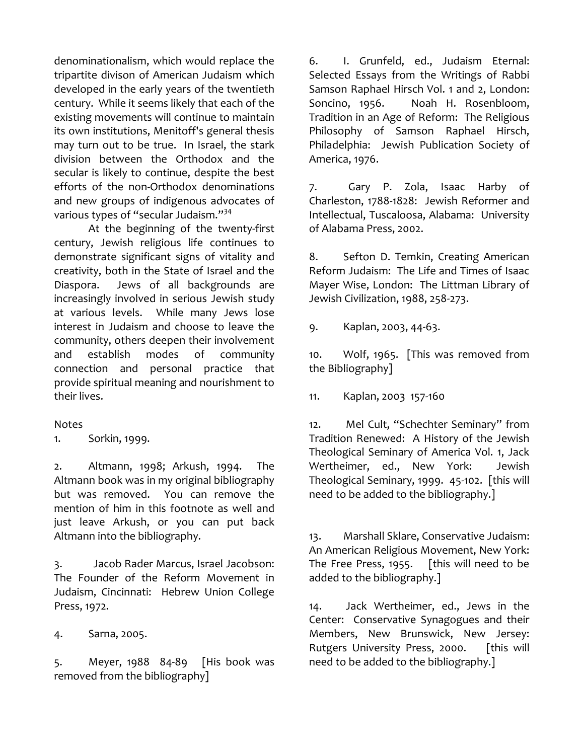denominationalism, which would replace the tripartite divison of American Judaism which developed in the early years of the twentieth century. While it seems likely that each of the existing movements will continue to maintain its own institutions, Menitoff's general thesis may turn out to be true. In Israel, the stark division between the Orthodox and the secular is likely to continue, despite the best efforts of the non-Orthodox denominations and new groups of indigenous advocates of various types of "secular Judaism."[34]

At the beginning of the twenty-first century, Jewish religious life continues to demonstrate significant signs of vitality and creativity, both in the State of Israel and the Diaspora. Jews of all backgrounds are increasingly involved in serious Jewish study at various levels. While many Jews lose interest in Judaism and choose to leave the community, others deepen their involvement and establish modes of community connection and personal practice that provide spiritual meaning and nourishment to their lives.

Notes

1. Sorkin, 1999.

2. Altmann, 1998; Arkush, 1994. The Altmann book was in my original bibliography but was removed. You can remove the mention of him in this footnote as well and just leave Arkush, or you can put back Altmann into the bibliography.

3. Jacob Rader Marcus, Israel Jacobson: The Founder of the Reform Movement in Judaism, Cincinnati: Hebrew Union College Press, 1972.

4. Sarna, 2005.

5. Meyer, 1988 84-89 [His book was removed from the bibliography]

6. I. Grunfeld, ed., Judaism Eternal: Selected Essays from the Writings of Rabbi Samson Raphael Hirsch Vol. 1 and 2, London: Soncino, 1956. Noah H. Rosenbloom, Tradition in an Age of Reform: The Religious Philosophy of Samson Raphael Hirsch, Philadelphia: Jewish Publication Society of America, 1976.

7. Gary P. Zola, Isaac Harby of Charleston, 1788-1828: Jewish Reformer and Intellectual, Tuscaloosa, Alabama: University of Alabama Press, 2002.

8. Sefton D. Temkin, Creating American Reform Judaism: The Life and Times of Isaac Mayer Wise, London: The Littman Library of Jewish Civilization, 1988, 258-273.

9. Kaplan, 2003, 44-63.

10. Wolf, 1965. [This was removed from the Bibliography]

11. Kaplan, 2003 157-160

12. Mel Cult, "Schechter Seminary" from Tradition Renewed: A History of the Jewish Theological Seminary of America Vol. 1, Jack Wertheimer, ed., New York: Jewish Theological Seminary, 1999. 45-102. [this will need to be added to the bibliography.]

13. Marshall Sklare, Conservative Judaism: An American Religious Movement, New York: The Free Press, 1955. [this will need to be added to the bibliography.]

14. Jack Wertheimer, ed., Jews in the Center: Conservative Synagogues and their Members, New Brunswick, New Jersey: Rutgers University Press, 2000. [this will need to be added to the bibliography.]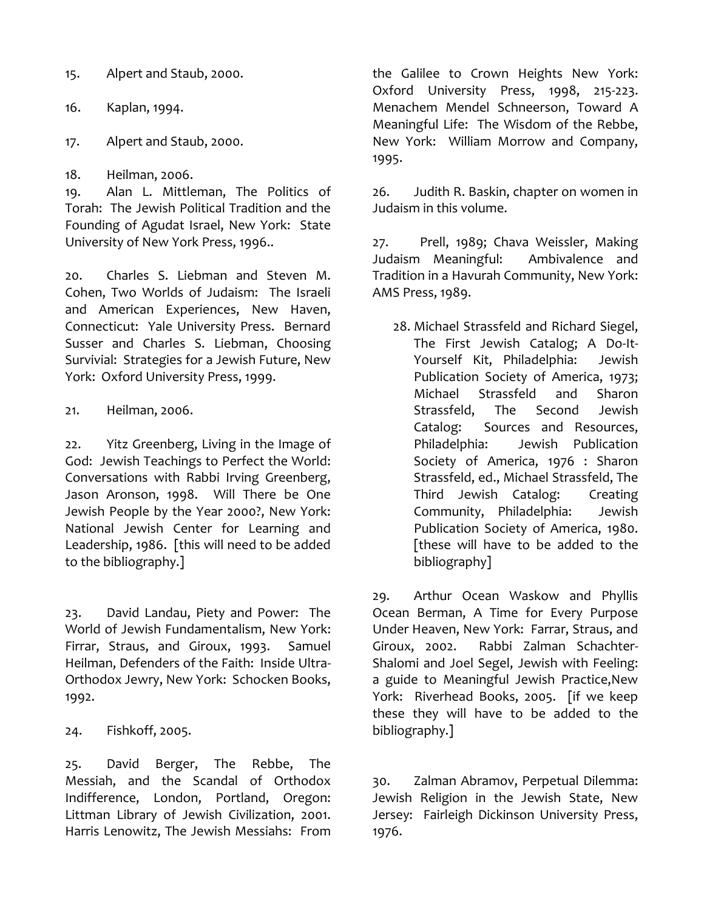15. Alpert and Staub, 2000.

16. Kaplan, 1994.

17. Alpert and Staub, 2000.

18. Heilman, 2006.

19. Alan L. Mittleman, The Politics of Torah: The Jewish Political Tradition and the Founding of Agudat Israel, New York: State University of New York Press, 1996..

20. Charles S. Liebman and Steven M. Cohen, Two Worlds of Judaism: The Israeli and American Experiences, New Haven, Connecticut: Yale University Press. Bernard Susser and Charles S. Liebman, Choosing Survivial: Strategies for a Jewish Future, New York: Oxford University Press, 1999.

21. Heilman, 2006.

22. Yitz Greenberg, Living in the Image of God: Jewish Teachings to Perfect the World: Conversations with Rabbi Irving Greenberg, Jason Aronson, 1998. Will There be One Jewish People by the Year 2000?, New York: National Jewish Center for Learning and Leadership, 1986. [this will need to be added to the bibliography.]

23. David Landau, Piety and Power: The World of Jewish Fundamentalism, New York: Firrar, Straus, and Giroux, 1993. Samuel Heilman, Defenders of the Faith: Inside Ultra-Orthodox Jewry, New York: Schocken Books, 1992.

24. Fishkoff, 2005.

25. David Berger, The Rebbe, The Messiah, and the Scandal of Orthodox Indifference, London, Portland, Oregon: Littman Library of Jewish Civilization, 2001. Harris Lenowitz, The Jewish Messiahs: From the Galilee to Crown Heights New York: Oxford University Press, 1998, 215-223. Menachem Mendel Schneerson, Toward A Meaningful Life: The Wisdom of the Rebbe, New York: William Morrow and Company, 1995.

26. Judith R. Baskin, chapter on women in Judaism in this volume.

27. Prell, 1989; Chava Weissler, Making Judaism Meaningful: Ambivalence and Tradition in a Havurah Community, New York: AMS Press, 1989.

28. Michael Strassfeld and Richard Siegel, The First Jewish Catalog; A Do-It-Yourself Kit, Philadelphia: Jewish Publication Society of America, 1973; Michael Strassfeld and Sharon Strassfeld, The Second Jewish Catalog: Sources and Resources, Philadelphia: Jewish Publication Society of America, 1976 : Sharon Strassfeld, ed., Michael Strassfeld, The Third Jewish Catalog: Creating Community, Philadelphia: Jewish Publication Society of America, 1980. [these will have to be added to the bibliography]

29. Arthur Ocean Waskow and Phyllis Ocean Berman, A Time for Every Purpose Under Heaven, New York: Farrar, Straus, and Giroux, 2002. Rabbi Zalman Schachter-Shalomi and Joel Segel, Jewish with Feeling: a guide to Meaningful Jewish Practice,New York: Riverhead Books, 2005. [if we keep these they will have to be added to the bibliography.]

30. Zalman Abramov, Perpetual Dilemma: Jewish Religion in the Jewish State, New Jersey: Fairleigh Dickinson University Press, 1976.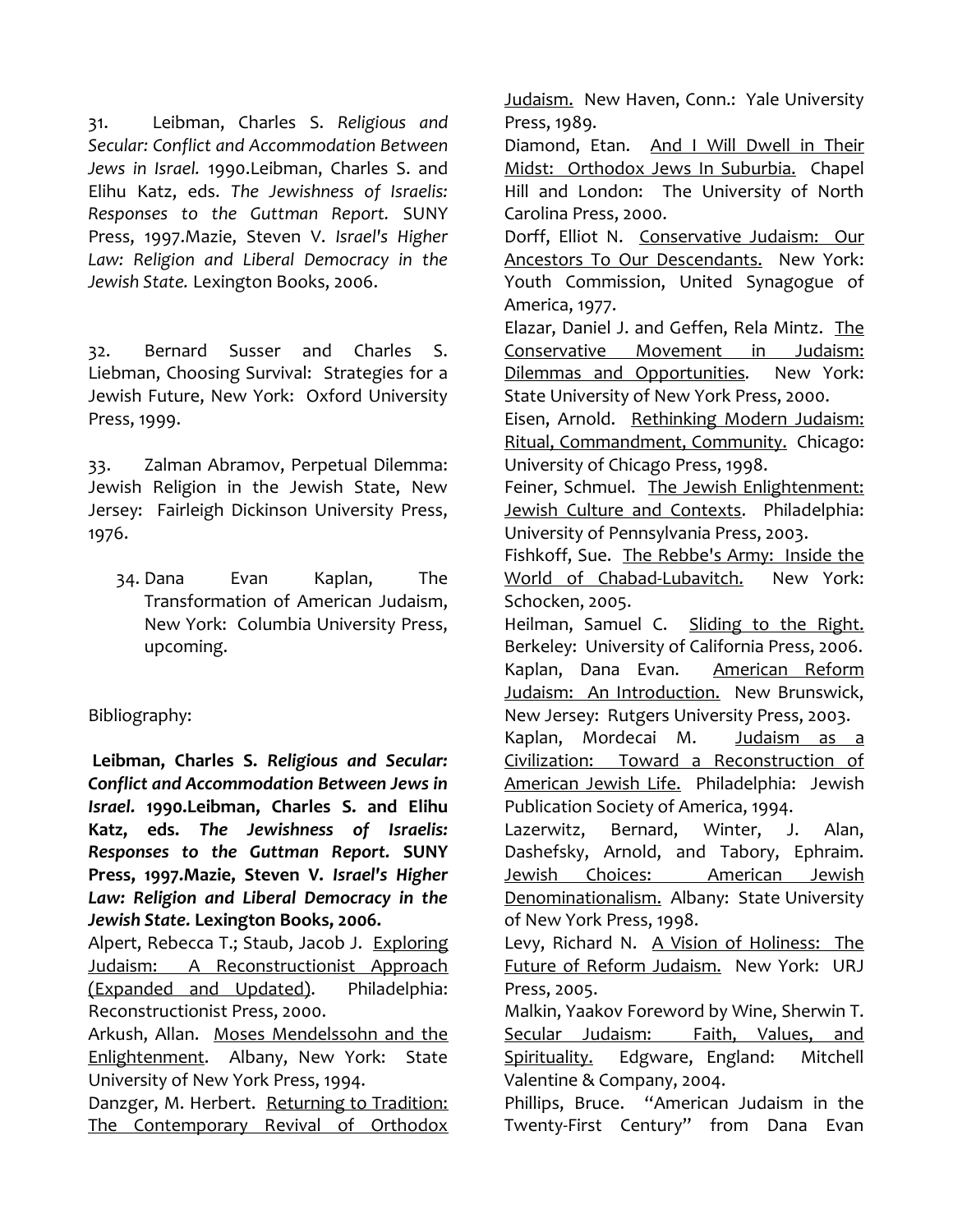31. Leibman, Charles S. *Religious and Secular: Conflict and Accommodation Between Jews in Israel.* 1990.Leibman, Charles S. and Elihu Katz, eds. *The Jewishness of Israelis: Responses to the Guttman Report.* SUNY Press, 1997.Mazie, Steven V. *Israel's Higher Law: Religion and Liberal Democracy in the Jewish State.* Lexington Books, 2006.

32. Bernard Susser and Charles S. Liebman, Choosing Survival: Strategies for a Jewish Future, New York: Oxford University Press, 1999.

33. Zalman Abramov, Perpetual Dilemma: Jewish Religion in the Jewish State, New Jersey: Fairleigh Dickinson University Press, 1976.

34. Dana Evan Kaplan, The Transformation of American Judaism, New York: Columbia University Press, upcoming.

Bibliography:

**Leibman, Charles S. *Religious and Secular: Conflict and Accommodation Between Jews in Israel.* 1990.Leibman, Charles S. and Elihu Katz, eds. *The Jewishness of Israelis: Responses to the Guttman Report.* SUNY Press, 1997.Mazie, Steven V. *Israel's Higher Law: Religion and Liberal Democracy in the Jewish State.* Lexington Books, 2006.**

Alpert, Rebecca T.; Staub, Jacob J. Exploring Judaism: A Reconstructionist Approach (Expanded and Updated). Philadelphia: Reconstructionist Press, 2000.

Arkush, Allan. Moses Mendelssohn and the Enlightenment. Albany, New York: State University of New York Press, 1994.

Danzger, M. Herbert. Returning to Tradition: The Contemporary Revival of Orthodox Judaism. New Haven, Conn.: Yale University Press, 1989.

Diamond, Etan. And I Will Dwell in Their Midst: Orthodox Jews In Suburbia. Chapel Hill and London: The University of North Carolina Press, 2000.

Dorff, Elliot N. Conservative Judaism: Our Ancestors To Our Descendants. New York: Youth Commission, United Synagogue of America, 1977.

Elazar, Daniel J. and Geffen, Rela Mintz. The Conservative Movement in Judaism: Dilemmas and Opportunities. New York: State University of New York Press, 2000.

Eisen, Arnold. Rethinking Modern Judaism: Ritual, Commandment, Community. Chicago: University of Chicago Press, 1998.

Feiner, Schmuel. The Jewish Enlightenment: Jewish Culture and Contexts. Philadelphia: University of Pennsylvania Press, 2003.

Fishkoff, Sue. The Rebbe's Army: Inside the World of Chabad-Lubavitch. New York: Schocken, 2005.

Heilman, Samuel C. Sliding to the Right. Berkeley: University of California Press, 2006.

Kaplan, Dana Evan. American Reform Judaism: An Introduction. New Brunswick, New Jersey: Rutgers University Press, 2003.

Kaplan, Mordecai M. Judaism as a Civilization: Toward a Reconstruction of American Jewish Life. Philadelphia: Jewish Publication Society of America, 1994.

Lazerwitz, Bernard, Winter, J. Alan, Dashefsky, Arnold, and Tabory, Ephraim. Jewish Choices: American Jewish Denominationalism. Albany: State University of New York Press, 1998.

Levy, Richard N. A Vision of Holiness: The Future of Reform Judaism. New York: URJ Press, 2005.

Malkin, Yaakov Foreword by Wine, Sherwin T. Secular Judaism: Faith, Values, and Spirituality. Edgware, England: Mitchell Valentine & Company, 2004.

Phillips, Bruce. "American Judaism in the Twenty-First Century" from Dana Evan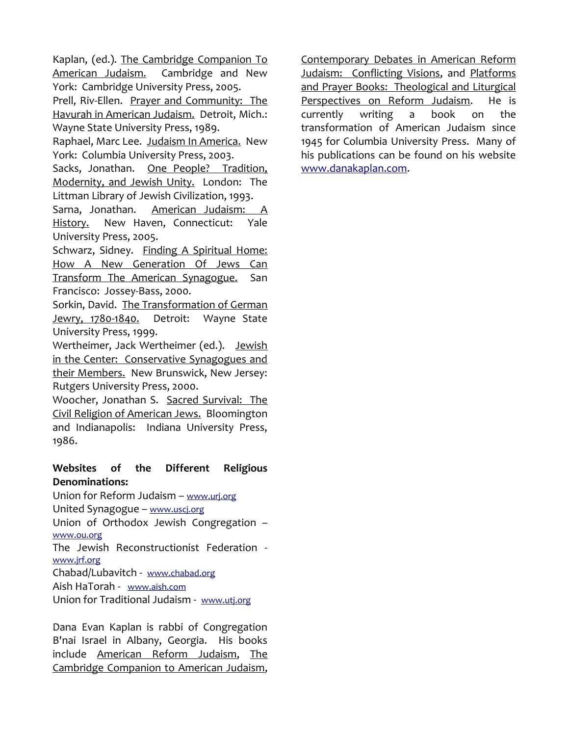Kaplan, (ed.). The Cambridge Companion To American Judaism. Cambridge and New York: Cambridge University Press, 2005.

Prell, Riv-Ellen. Prayer and Community: The Havurah in American Judaism. Detroit, Mich.: Wayne State University Press, 1989.

Raphael, Marc Lee. Judaism In America. New York: Columbia University Press, 2003.

Sacks, Jonathan. One People? Tradition, Modernity, and Jewish Unity. London: The Littman Library of Jewish Civilization, 1993.

Sarna, Jonathan. American Judaism: A History. New Haven, Connecticut: Yale University Press, 2005.

Schwarz, Sidney. Finding A Spiritual Home: How A New Generation Of Jews Can Transform The American Synagogue. San Francisco: Jossey-Bass, 2000.

Sorkin, David. The Transformation of German Jewry, 1780-1840. Detroit: Wayne State University Press, 1999.

Wertheimer, Jack Wertheimer (ed.). Jewish in the Center: Conservative Synagogues and their Members. New Brunswick, New Jersey: Rutgers University Press, 2000.

Woocher, Jonathan S. Sacred Survival: The Civil Religion of American Jews. Bloomington and Indianapolis: Indiana University Press, 1986.

**Websites of the Different Religious Denominations:**

Union for Reform Judaism – www.urj.org
United Synagogue – www.uscj.org
Union of Orthodox Jewish Congregation – www.ou.org
The Jewish Reconstructionist Federation - www.jrf.org
Chabad/Lubavitch - www.chabad.org
Aish HaTorah - www.aish.com
Union for Traditional Judaism - www.utj.org

Dana Evan Kaplan is rabbi of Congregation B'nai Israel in Albany, Georgia. His books include American Reform Judaism, The Cambridge Companion to American Judaism, Contemporary Debates in American Reform Judaism: Conflicting Visions, and Platforms and Prayer Books: Theological and Liturgical Perspectives on Reform Judaism. He is currently writing a book on the transformation of American Judaism since 1945 for Columbia University Press. Many of his publications can be found on his website www.danakaplan.com.